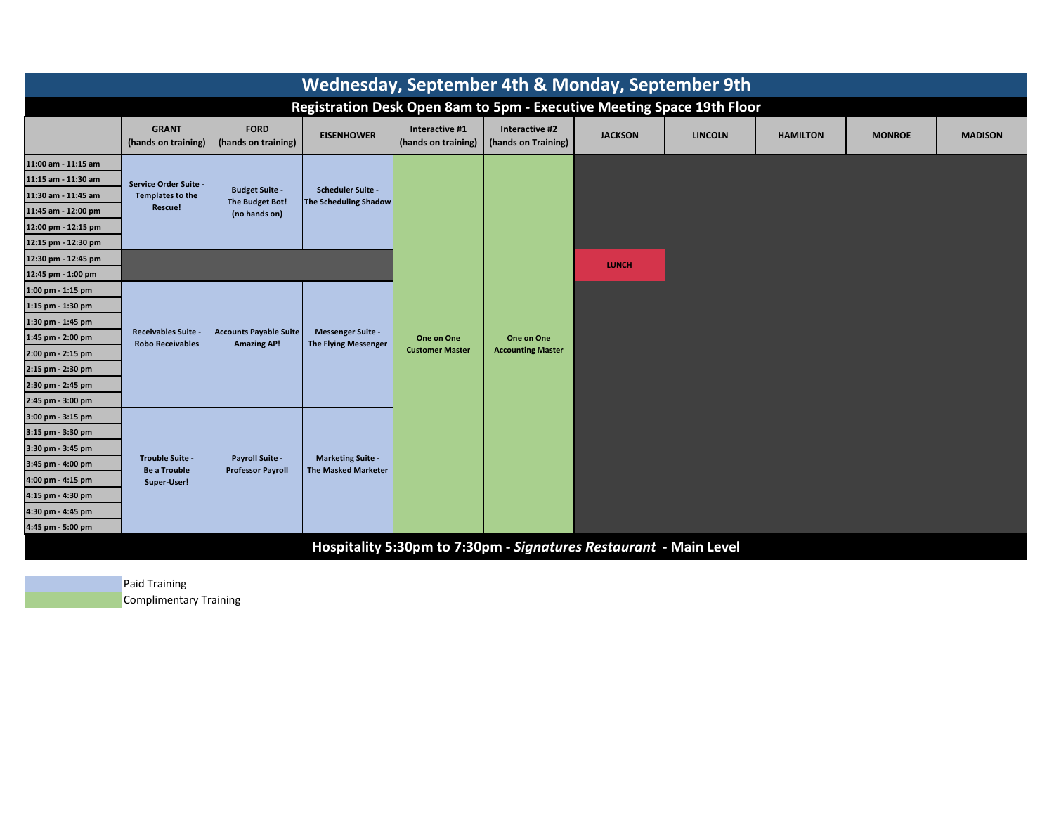# Wednesday, September 4th & Monday, September 9th

## Registration Desk Open 8am to 5pm - Executive Meeting Space 19th Floor

| | GRANT (hands on training) | FORD (hands on training) | EISENHOWER | Interactive #1 (hands on training) | Interactive #2 (hands on Training) | JACKSON | LINCOLN | HAMILTON | MONROE | MADISON |
|---|---|---|---|---|---|---|---|---|---|---|
| 11:00 am - 11:15 am | Service Order Suite - Templates to the Rescue! | Budget Suite - The Budget Bot! (no hands on) | Scheduler Suite - The Scheduling Shadow | One on One Customer Master | One on One Accounting Master | | | | | |
| 11:15 am - 11:30 am | | | | | | | | | | |
| 11:30 am - 11:45 am | | | | | | | | | | |
| 11:45 am - 12:00 pm | | | | | | | | | | |
| 12:00 pm - 12:15 pm | | | | | | | | | | |
| 12:15 pm - 12:30 pm | | | | | | | | | | |
| 12:30 pm - 12:45 pm | | | | | | LUNCH | | | | |
| 12:45 pm - 1:00 pm | | | | | | | | | | |
| 1:00 pm - 1:15 pm | Receivables Suite - Robo Receivables | Accounts Payable Suite Amazing AP! | Messenger Suite - The Flying Messenger | | | | | | | |
| 1:15 pm - 1:30 pm | | | | | | | | | | |
| 1:30 pm - 1:45 pm | | | | | | | | | | |
| 1:45 pm - 2:00 pm | | | | | | | | | | |
| 2:00 pm - 2:15 pm | | | | | | | | | | |
| 2:15 pm - 2:30 pm | | | | | | | | | | |
| 2:30 pm - 2:45 pm | | | | | | | | | | |
| 2:45 pm - 3:00 pm | | | | | | | | | | |
| 3:00 pm - 3:15 pm | Trouble Suite - Be a Trouble Super-User! | Payroll Suite - Professor Payroll | Marketing Suite - The Masked Marketer | | | | | | | |
| 3:15 pm - 3:30 pm | | | | | | | | | | |
| 3:30 pm - 3:45 pm | | | | | | | | | | |
| 3:45 pm - 4:00 pm | | | | | | | | | | |
| 4:00 pm - 4:15 pm | | | | | | | | | | |
| 4:15 pm - 4:30 pm | | | | | | | | | | |
| 4:30 pm - 4:45 pm | | | | | | | | | | |
| 4:45 pm - 5:00 pm | | | | | | | | | | |

**Hospitality 5:30pm to 7:30pm - *Signatures Restaurant* - Main Level**

Paid Training

Complimentary Training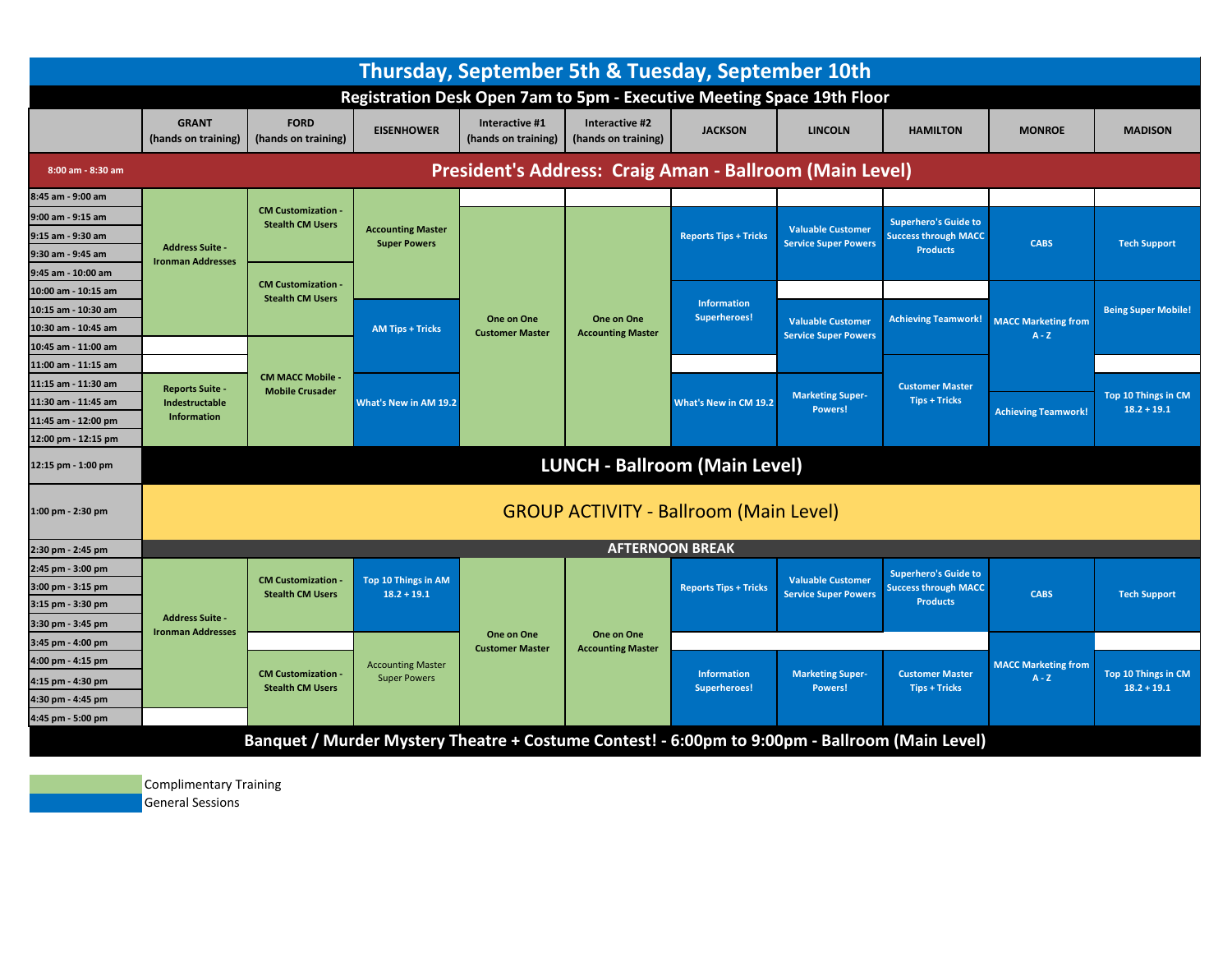# Thursday, September 5th & Tuesday, September 10th

**Registration Desk Open 7am to 5pm - Executive Meeting Space 19th Floor**

| | GRANT (hands on training) | FORD (hands on training) | EISENHOWER | Interactive #1 (hands on training) | Interactive #2 (hands on training) | JACKSON | LINCOLN | HAMILTON | MONROE | MADISON |
|---|---|---|---|---|---|---|---|---|---|---|
| 8:00 am - 8:30 am | President's Address: Craig Aman - Ballroom (Main Level) | | | | | | | | | |
| 8:45 am - 9:00 am | Address Suite - Ironman Addresses | CM Customization - Stealth CM Users | Accounting Master Super Powers | | | | | | | |
| 9:00 am - 9:15 am | | | | One on One Customer Master | One on One Accounting Master | Reports Tips + Tricks | Valuable Customer Service Super Powers | Superhero's Guide to Success through MACC Products | CABS | Tech Support |
| 9:15 am - 9:30 am | | | | | | | | | | |
| 9:30 am - 9:45 am | | | | | | | | | | |
| 9:45 am - 10:00 am | | CM Customization - Stealth CM Users | | | | | | | | |
| 10:00 am - 10:15 am | | | AM Tips + Tricks | | | Information Superheroes! | | | MACC Marketing from A - Z | Being Super Mobile! |
| 10:15 am - 10:30 am | | | | | | | Valuable Customer Service Super Powers | Achieving Teamwork! | | |
| 10:30 am - 10:45 am | | | | | | | | | | |
| 10:45 am - 11:00 am | | CM MACC Mobile - Mobile Crusader | | | | | | | | |
| 11:00 am - 11:15 am | | | | | | | | Customer Master Tips + Tricks | | |
| 11:15 am - 11:30 am | Reports Suite - Indestructable Information | | What's New in AM 19.2 | | | What's New in CM 19.2 | Marketing Super-Powers! | | | Top 10 Things in CM 18.2 + 19.1 |
| 11:30 am - 11:45 am | | | | | | | | | Achieving Teamwork! | |
| 11:45 am - 12:00 pm | | | | | | | | | | |
| 12:00 pm - 12:15 pm | | | | | | | | | | |
| 12:15 pm - 1:00 pm | LUNCH - Ballroom (Main Level) | | | | | | | | | |
| 1:00 pm - 2:30 pm | GROUP ACTIVITY - Ballroom (Main Level) | | | | | | | | | |
| 2:30 pm - 2:45 pm | AFTERNOON BREAK | | | | | | | | | |
| 2:45 pm - 3:00 pm | Address Suite - Ironman Addresses | CM Customization - Stealth CM Users | Top 10 Things in AM 18.2 + 19.1 | One on One Customer Master | One on One Accounting Master | Reports Tips + Tricks | Valuable Customer Service Super Powers | Superhero's Guide to Success through MACC Products | CABS | Tech Support |
| 3:00 pm - 3:15 pm | | | | | | | | | | |
| 3:15 pm - 3:30 pm | | | | | | | | | | |
| 3:30 pm - 3:45 pm | | | | | | | | | | |
| 3:45 pm - 4:00 pm | | | Accounting Master Super Powers | | | | | | MACC Marketing from A - Z | |
| 4:00 pm - 4:15 pm | | CM Customization - Stealth CM Users | | | | Information Superheroes! | Marketing Super-Powers! | Customer Master Tips + Tricks | | Top 10 Things in CM 18.2 + 19.1 |
| 4:15 pm - 4:30 pm | | | | | | | | | | |
| 4:30 pm - 4:45 pm | | | | | | | | | | |
| 4:45 pm - 5:00 pm | | | | | | | | | | |

**Banquet / Murder Mystery Theatre + Costume Contest! - 6:00pm to 9:00pm - Ballroom (Main Level)**

- Complimentary Training (green)
- General Sessions (blue)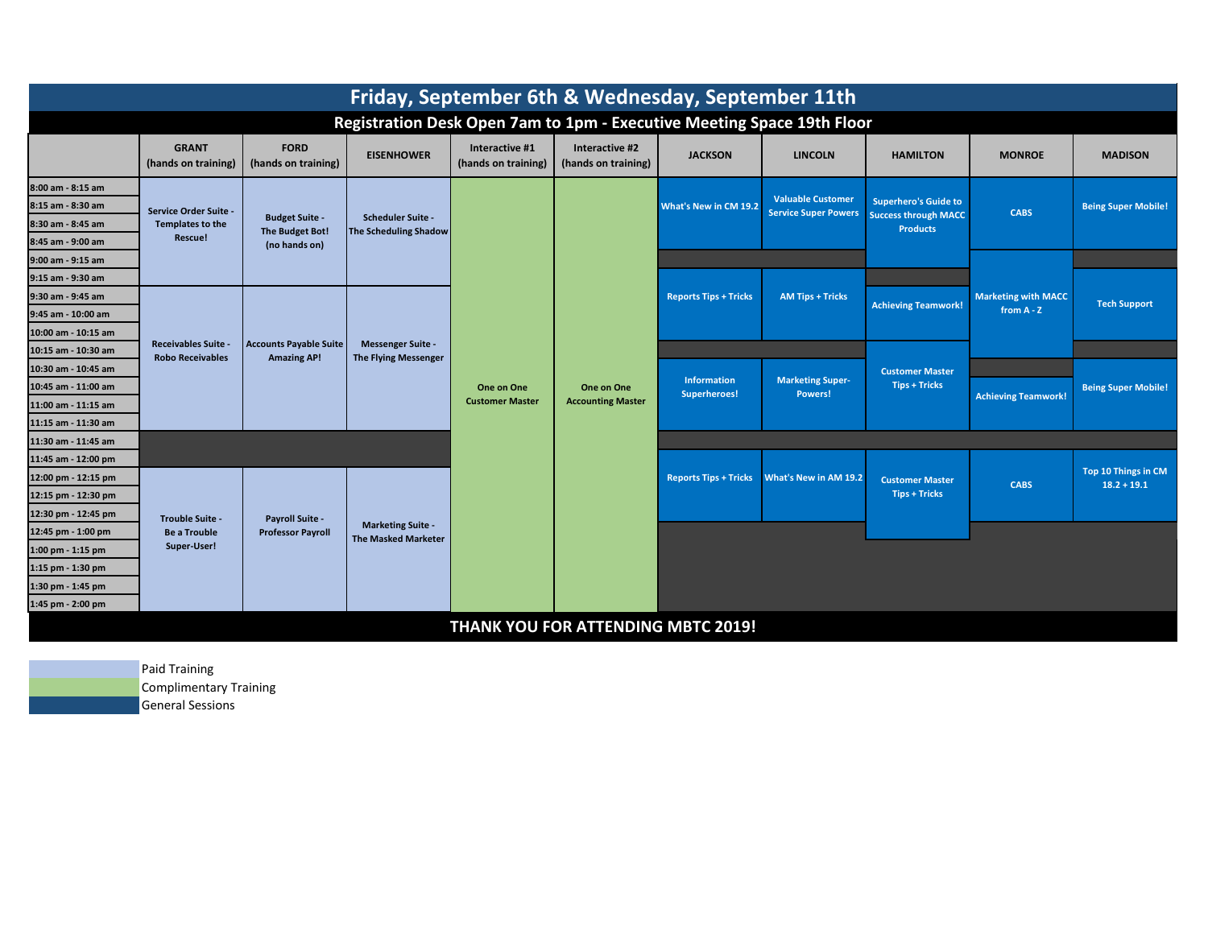# Friday, September 6th & Wednesday, September 11th

## Registration Desk Open 7am to 1pm - Executive Meeting Space 19th Floor

| | GRANT (hands on training) | FORD (hands on training) | EISENHOWER | Interactive #1 (hands on training) | Interactive #2 (hands on training) | JACKSON | LINCOLN | HAMILTON | MONROE | MADISON |
|---|---|---|---|---|---|---|---|---|---|---|
| 8:00 am - 8:15 am | Service Order Suite - Templates to the Rescue! | Budget Suite - The Budget Bot! (no hands on) | Scheduler Suite - The Scheduling Shadow | One on One Customer Master | One on One Accounting Master | What's New in CM 19.2 | Valuable Customer Service Super Powers | Superhero's Guide to Success through MACC Products | CABS | Being Super Mobile! |
| 8:15 am - 8:30 am | | | | | | | | | | |
| 8:30 am - 8:45 am | | | | | | | | | | |
| 8:45 am - 9:00 am | | | | | | | | | | |
| 9:00 am - 9:15 am | | | | | | | | | Marketing with MACC from A - Z | |
| 9:15 am - 9:30 am | | | | | | | | | | |
| 9:30 am - 9:45 am | Receivables Suite - Robo Receivables | Accounts Payable Suite Amazing AP! | Messenger Suite - The Flying Messenger | | | Reports Tips + Tricks | AM Tips + Tricks | Achieving Teamwork! | | Tech Support |
| 9:45 am - 10:00 am | | | | | | | | | | |
| 10:00 am - 10:15 am | | | | | | | | | | |
| 10:15 am - 10:30 am | | | | | | | | Customer Master Tips + Tricks | | |
| 10:30 am - 10:45 am | | | | | | Information Superheroes! | Marketing Super-Powers! | | | Being Super Mobile! |
| 10:45 am - 11:00 am | | | | | | | | | Achieving Teamwork! | |
| 11:00 am - 11:15 am | | | | | | | | | | |
| 11:15 am - 11:30 am | | | | | | | | | | |
| 11:30 am - 11:45 am | | | | | | | | | | |
| 11:45 am - 12:00 pm | | | | | | Reports Tips + Tricks | What's New in AM 19.2 | Customer Master Tips + Tricks | CABS | Top 10 Things in CM 18.2 + 19.1 |
| 12:00 pm - 12:15 pm | Trouble Suite - Be a Trouble Super-User! | Payroll Suite - Professor Payroll | Marketing Suite - The Masked Marketer | | | | | | | |
| 12:15 pm - 12:30 pm | | | | | | | | | | |
| 12:30 pm - 12:45 pm | | | | | | | | | | |
| 12:45 pm - 1:00 pm | | | | | | | | | | |
| 1:00 pm - 1:15 pm | | | | | | | | | | |
| 1:15 pm - 1:30 pm | | | | | | | | | | |
| 1:30 pm - 1:45 pm | | | | | | | | | | |
| 1:45 pm - 2:00 pm | | | | | | | | | | |

**THANK YOU FOR ATTENDING MBTC 2019!**

Paid Training
Complimentary Training
General Sessions